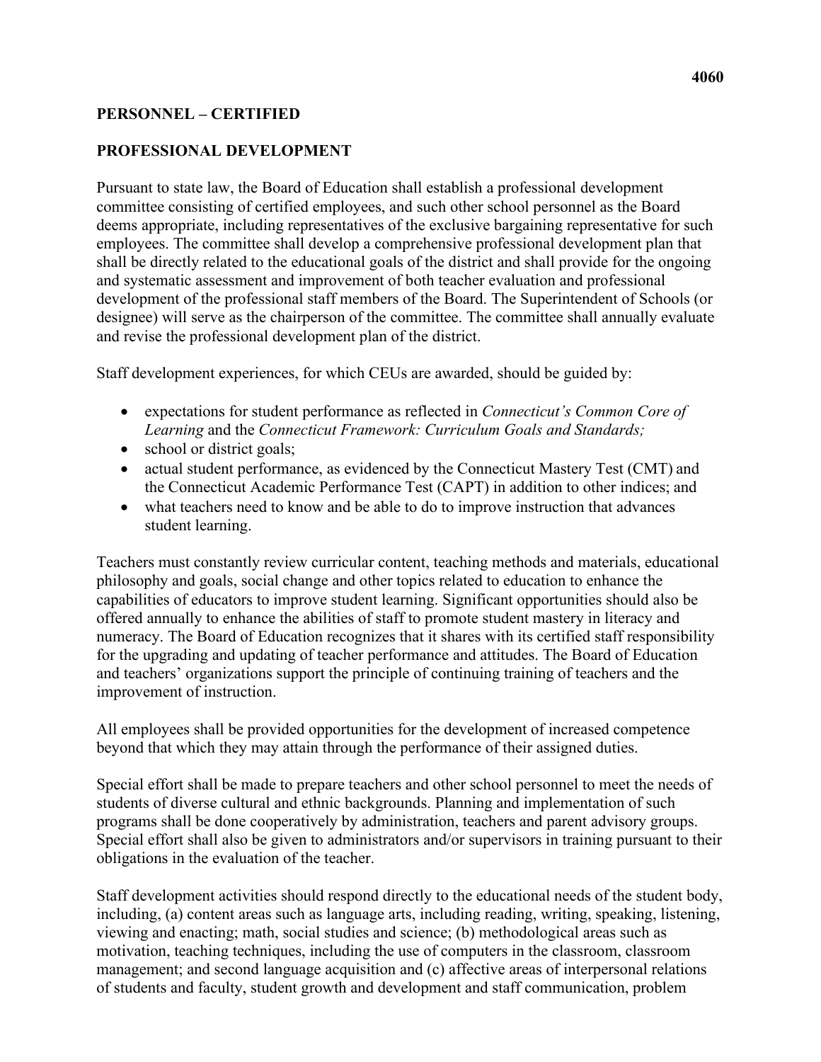4060

**PERSONNEL – CERTIFIED**

**PROFESSIONAL DEVELOPMENT**

Pursuant to state law, the Board of Education shall establish a professional development committee consisting of certified employees, and such other school personnel as the Board deems appropriate, including representatives of the exclusive bargaining representative for such employees. The committee shall develop a comprehensive professional development plan that shall be directly related to the educational goals of the district and shall provide for the ongoing and systematic assessment and improvement of both teacher evaluation and professional development of the professional staff members of the Board. The Superintendent of Schools (or designee) will serve as the chairperson of the committee. The committee shall annually evaluate and revise the professional development plan of the district.

Staff development experiences, for which CEUs are awarded, should be guided by:

- expectations for student performance as reflected in *Connecticut's Common Core of Learning* and the *Connecticut Framework: Curriculum Goals and Standards;*
- school or district goals;
- actual student performance, as evidenced by the Connecticut Mastery Test (CMT) and the Connecticut Academic Performance Test (CAPT) in addition to other indices; and
- what teachers need to know and be able to do to improve instruction that advances student learning.

Teachers must constantly review curricular content, teaching methods and materials, educational philosophy and goals, social change and other topics related to education to enhance the capabilities of educators to improve student learning. Significant opportunities should also be offered annually to enhance the abilities of staff to promote student mastery in literacy and numeracy. The Board of Education recognizes that it shares with its certified staff responsibility for the upgrading and updating of teacher performance and attitudes. The Board of Education and teachers' organizations support the principle of continuing training of teachers and the improvement of instruction.

All employees shall be provided opportunities for the development of increased competence beyond that which they may attain through the performance of their assigned duties.

Special effort shall be made to prepare teachers and other school personnel to meet the needs of students of diverse cultural and ethnic backgrounds. Planning and implementation of such programs shall be done cooperatively by administration, teachers and parent advisory groups. Special effort shall also be given to administrators and/or supervisors in training pursuant to their obligations in the evaluation of the teacher.

Staff development activities should respond directly to the educational needs of the student body, including, (a) content areas such as language arts, including reading, writing, speaking, listening, viewing and enacting; math, social studies and science; (b) methodological areas such as motivation, teaching techniques, including the use of computers in the classroom, classroom management; and second language acquisition and (c) affective areas of interpersonal relations of students and faculty, student growth and development and staff communication, problem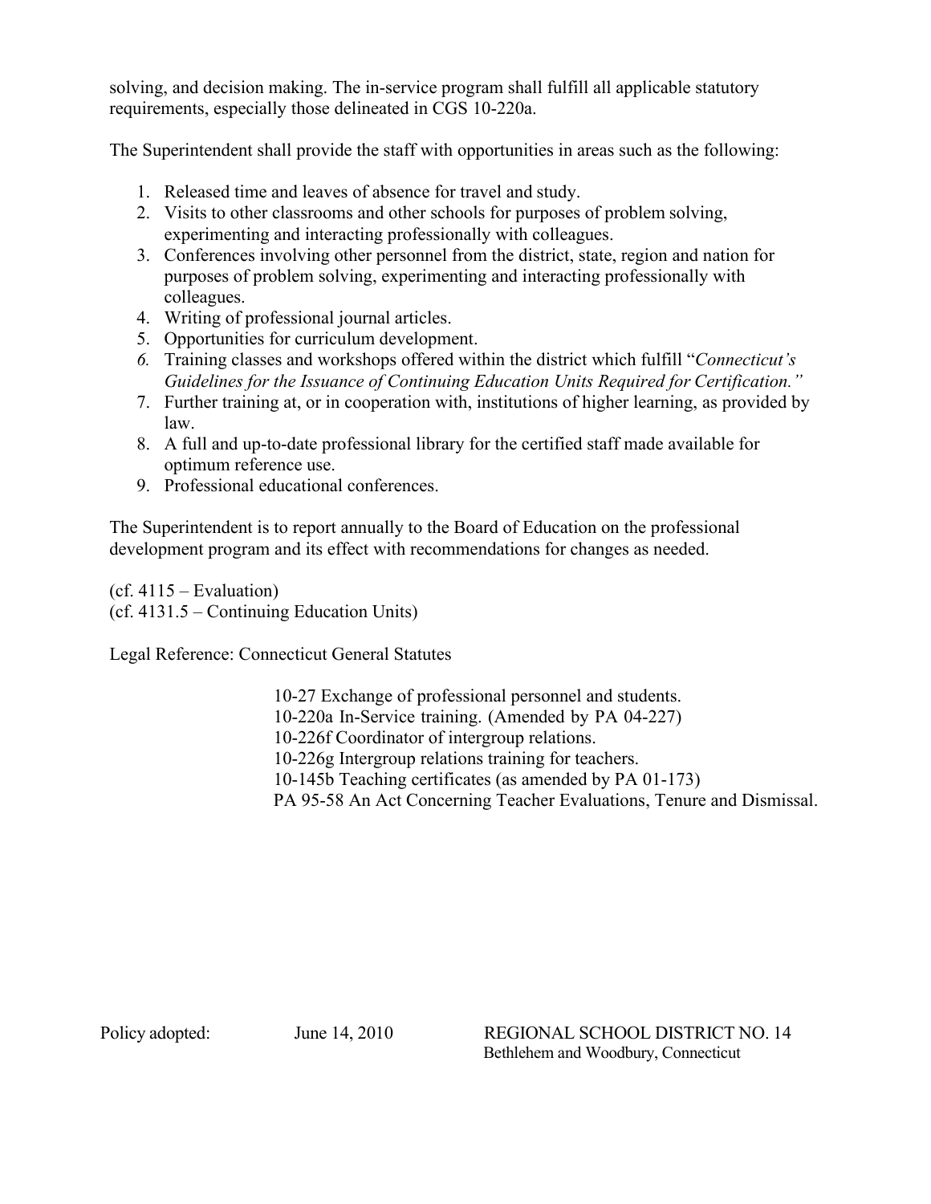solving, and decision making. The in-service program shall fulfill all applicable statutory requirements, especially those delineated in CGS 10-220a.

The Superintendent shall provide the staff with opportunities in areas such as the following:

1. Released time and leaves of absence for travel and study.
2. Visits to other classrooms and other schools for purposes of problem solving, experimenting and interacting professionally with colleagues.
3. Conferences involving other personnel from the district, state, region and nation for purposes of problem solving, experimenting and interacting professionally with colleagues.
4. Writing of professional journal articles.
5. Opportunities for curriculum development.
6. Training classes and workshops offered within the district which fulfill "*Connecticut's Guidelines for the Issuance of Continuing Education Units Required for Certification."*
7. Further training at, or in cooperation with, institutions of higher learning, as provided by law.
8. A full and up-to-date professional library for the certified staff made available for optimum reference use.
9. Professional educational conferences.

The Superintendent is to report annually to the Board of Education on the professional development program and its effect with recommendations for changes as needed.

(cf. 4115 – Evaluation)
(cf. 4131.5 – Continuing Education Units)

Legal Reference: Connecticut General Statutes

10-27 Exchange of professional personnel and students.
10-220a In-Service training. (Amended by PA 04-227)
10-226f Coordinator of intergroup relations.
10-226g Intergroup relations training for teachers.
10-145b Teaching certificates (as amended by PA 01-173)
PA 95-58 An Act Concerning Teacher Evaluations, Tenure and Dismissal.

Policy adopted: June 14, 2010

REGIONAL SCHOOL DISTRICT NO. 14
Bethlehem and Woodbury, Connecticut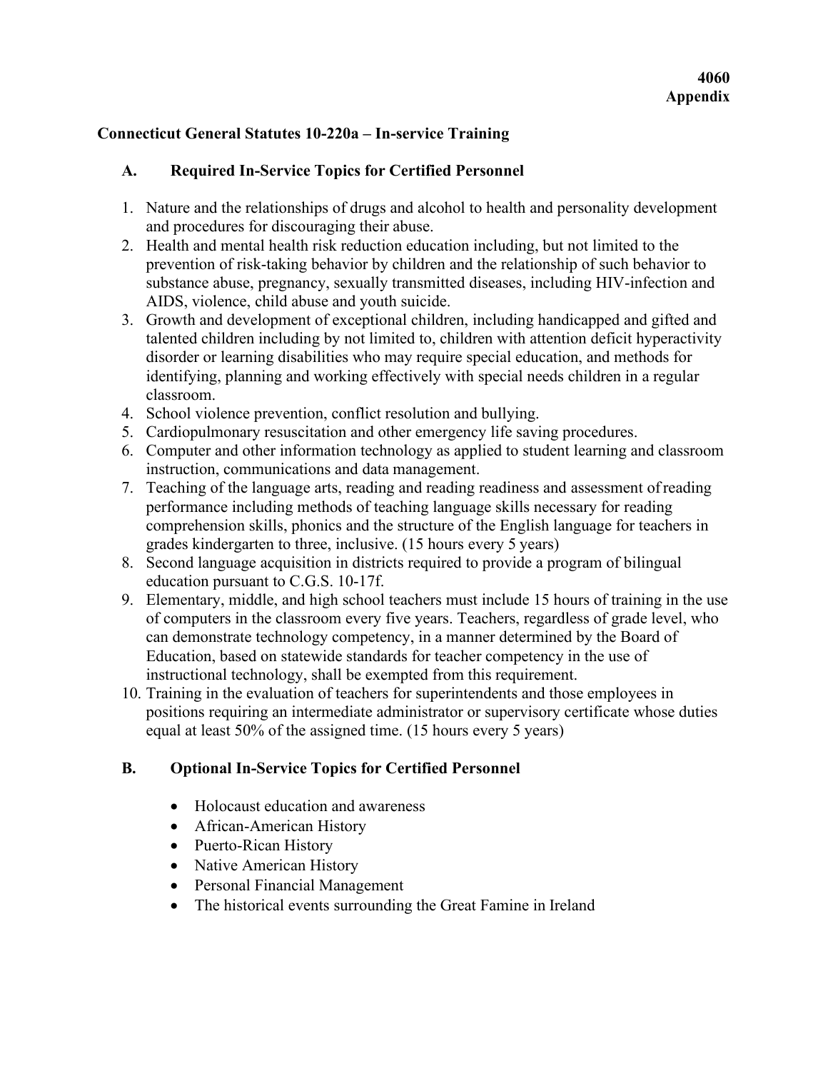**4060**
**Appendix**

## Connecticut General Statutes 10-220a – In-service Training

### A. Required In-Service Topics for Certified Personnel

1. Nature and the relationships of drugs and alcohol to health and personality development and procedures for discouraging their abuse.
2. Health and mental health risk reduction education including, but not limited to the prevention of risk-taking behavior by children and the relationship of such behavior to substance abuse, pregnancy, sexually transmitted diseases, including HIV-infection and AIDS, violence, child abuse and youth suicide.
3. Growth and development of exceptional children, including handicapped and gifted and talented children including by not limited to, children with attention deficit hyperactivity disorder or learning disabilities who may require special education, and methods for identifying, planning and working effectively with special needs children in a regular classroom.
4. School violence prevention, conflict resolution and bullying.
5. Cardiopulmonary resuscitation and other emergency life saving procedures.
6. Computer and other information technology as applied to student learning and classroom instruction, communications and data management.
7. Teaching of the language arts, reading and reading readiness and assessment of reading performance including methods of teaching language skills necessary for reading comprehension skills, phonics and the structure of the English language for teachers in grades kindergarten to three, inclusive. (15 hours every 5 years)
8. Second language acquisition in districts required to provide a program of bilingual education pursuant to C.G.S. 10-17f.
9. Elementary, middle, and high school teachers must include 15 hours of training in the use of computers in the classroom every five years. Teachers, regardless of grade level, who can demonstrate technology competency, in a manner determined by the Board of Education, based on statewide standards for teacher competency in the use of instructional technology, shall be exempted from this requirement.
10. Training in the evaluation of teachers for superintendents and those employees in positions requiring an intermediate administrator or supervisory certificate whose duties equal at least 50% of the assigned time. (15 hours every 5 years)

### B. Optional In-Service Topics for Certified Personnel

- Holocaust education and awareness
- African-American History
- Puerto-Rican History
- Native American History
- Personal Financial Management
- The historical events surrounding the Great Famine in Ireland